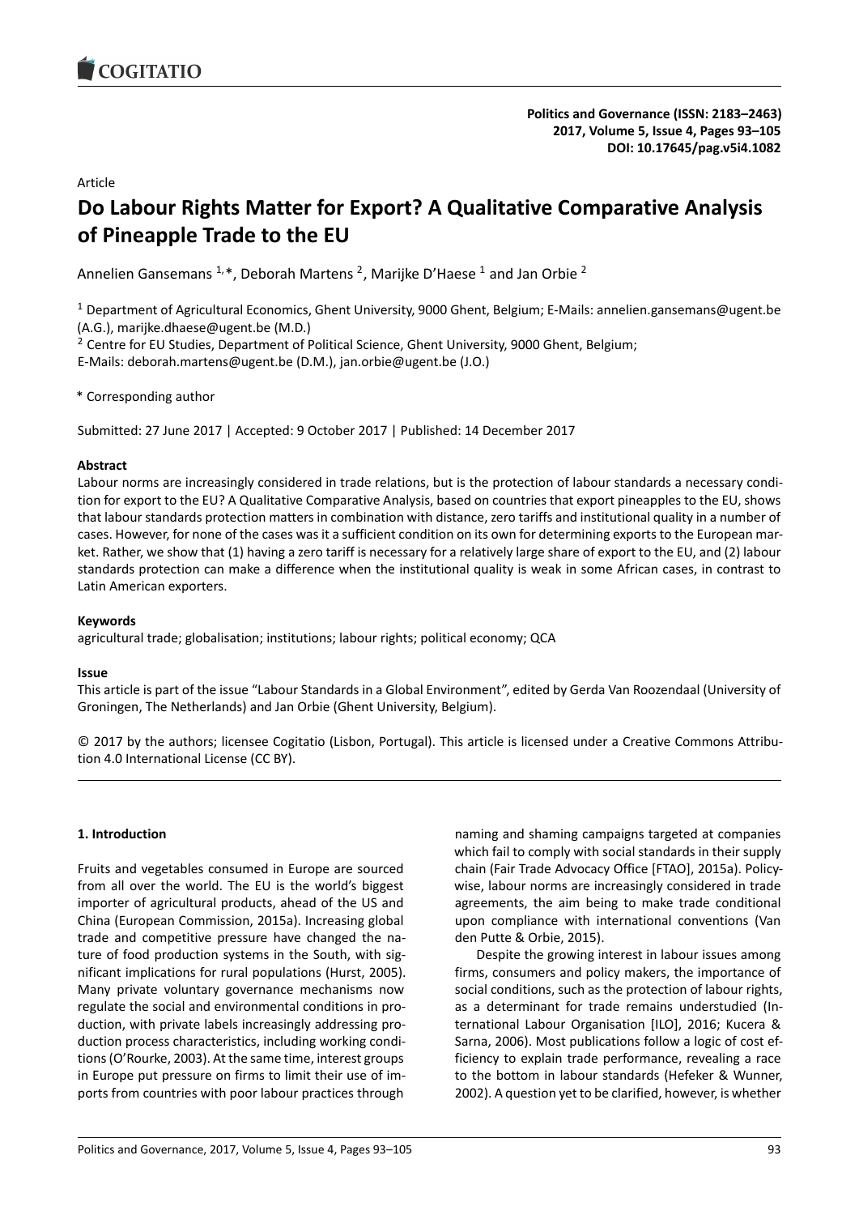Article

# Do Labour Rights Matter for Export? A Qualitative Comparative Analysis of Pineapple Trade to the EU

Annelien Gansemans [1,*], Deborah Martens [2], Marijke D'Haese [1] and Jan Orbie [2]

[1] Department of Agricultural Economics, Ghent University, 9000 Ghent, Belgium; E-Mails: annelien.gansemans@ugent.be (A.G.), marijke.dhaese@ugent.be (M.D.)

[2] Centre for EU Studies, Department of Political Science, Ghent University, 9000 Ghent, Belgium; E-Mails: deborah.martens@ugent.be (D.M.), jan.orbie@ugent.be (J.O.)

\* Corresponding author

Submitted: 27 June 2017 | Accepted: 9 October 2017 | Published: 14 December 2017

**Abstract**

Labour norms are increasingly considered in trade relations, but is the protection of labour standards a necessary condition for export to the EU? A Qualitative Comparative Analysis, based on countries that export pineapples to the EU, shows that labour standards protection matters in combination with distance, zero tariffs and institutional quality in a number of cases. However, for none of the cases was it a sufficient condition on its own for determining exports to the European market. Rather, we show that (1) having a zero tariff is necessary for a relatively large share of export to the EU, and (2) labour standards protection can make a difference when the institutional quality is weak in some African cases, in contrast to Latin American exporters.

**Keywords**

agricultural trade; globalisation; institutions; labour rights; political economy; QCA

**Issue**

This article is part of the issue "Labour Standards in a Global Environment", edited by Gerda Van Roozendaal (University of Groningen, The Netherlands) and Jan Orbie (Ghent University, Belgium).

© 2017 by the authors; licensee Cogitatio (Lisbon, Portugal). This article is licensed under a Creative Commons Attribution 4.0 International License (CC BY).

## 1. Introduction

Fruits and vegetables consumed in Europe are sourced from all over the world. The EU is the world's biggest importer of agricultural products, ahead of the US and China (European Commission, 2015a). Increasing global trade and competitive pressure have changed the nature of food production systems in the South, with significant implications for rural populations (Hurst, 2005). Many private voluntary governance mechanisms now regulate the social and environmental conditions in production, with private labels increasingly addressing production process characteristics, including working conditions (O'Rourke, 2003). At the same time, interest groups in Europe put pressure on firms to limit their use of imports from countries with poor labour practices through naming and shaming campaigns targeted at companies which fail to comply with social standards in their supply chain (Fair Trade Advocacy Office [FTAO], 2015a). Policy-wise, labour norms are increasingly considered in trade agreements, the aim being to make trade conditional upon compliance with international conventions (Van den Putte & Orbie, 2015).

Despite the growing interest in labour issues among firms, consumers and policy makers, the importance of social conditions, such as the protection of labour rights, as a determinant for trade remains understudied (International Labour Organisation [ILO], 2016; Kucera & Sarna, 2006). Most publications follow a logic of cost efficiency to explain trade performance, revealing a race to the bottom in labour standards (Hefeker & Wunner, 2002). A question yet to be clarified, however, is whether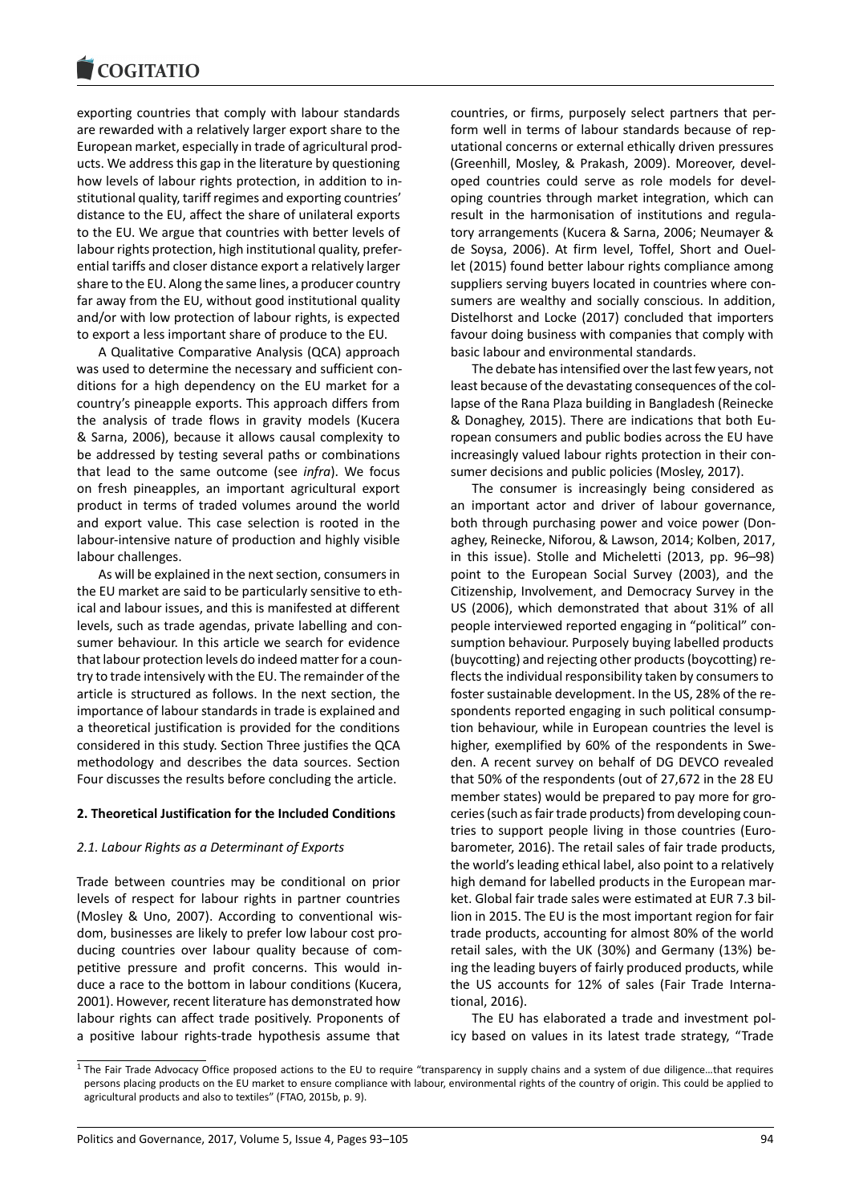exporting countries that comply with labour standards are rewarded with a relatively larger export share to the European market, especially in trade of agricultural products. We address this gap in the literature by questioning how levels of labour rights protection, in addition to institutional quality, tariff regimes and exporting countries' distance to the EU, affect the share of unilateral exports to the EU. We argue that countries with better levels of labour rights protection, high institutional quality, preferential tariffs and closer distance export a relatively larger share to the EU. Along the same lines, a producer country far away from the EU, without good institutional quality and/or with low protection of labour rights, is expected to export a less important share of produce to the EU.

A Qualitative Comparative Analysis (QCA) approach was used to determine the necessary and sufficient conditions for a high dependency on the EU market for a country's pineapple exports. This approach differs from the analysis of trade flows in gravity models (Kucera & Sarna, 2006), because it allows causal complexity to be addressed by testing several paths or combinations that lead to the same outcome (see *infra*). We focus on fresh pineapples, an important agricultural export product in terms of traded volumes around the world and export value. This case selection is rooted in the labour-intensive nature of production and highly visible labour challenges.

As will be explained in the next section, consumers in the EU market are said to be particularly sensitive to ethical and labour issues, and this is manifested at different levels, such as trade agendas, private labelling and consumer behaviour. In this article we search for evidence that labour protection levels do indeed matter for a country to trade intensively with the EU. The remainder of the article is structured as follows. In the next section, the importance of labour standards in trade is explained and a theoretical justification is provided for the conditions considered in this study. Section Three justifies the QCA methodology and describes the data sources. Section Four discusses the results before concluding the article.

## 2. Theoretical Justification for the Included Conditions

### *2.1. Labour Rights as a Determinant of Exports*

Trade between countries may be conditional on prior levels of respect for labour rights in partner countries (Mosley & Uno, 2007). According to conventional wisdom, businesses are likely to prefer low labour cost producing countries over labour quality because of competitive pressure and profit concerns. This would induce a race to the bottom in labour conditions (Kucera, 2001). However, recent literature has demonstrated how labour rights can affect trade positively. Proponents of a positive labour rights-trade hypothesis assume that countries, or firms, purposely select partners that perform well in terms of labour standards because of reputational concerns or external ethically driven pressures (Greenhill, Mosley, & Prakash, 2009). Moreover, developed countries could serve as role models for developing countries through market integration, which can result in the harmonisation of institutions and regulatory arrangements (Kucera & Sarna, 2006; Neumayer & de Soysa, 2006). At firm level, Toffel, Short and Ouellet (2015) found better labour rights compliance among suppliers serving buyers located in countries where consumers are wealthy and socially conscious. In addition, Distelhorst and Locke (2017) concluded that importers favour doing business with companies that comply with basic labour and environmental standards.

The debate has intensified over the last few years, not least because of the devastating consequences of the collapse of the Rana Plaza building in Bangladesh (Reinecke & Donaghey, 2015). There are indications that both European consumers and public bodies across the EU have increasingly valued labour rights protection in their consumer decisions and public policies (Mosley, 2017).

The consumer is increasingly being considered as an important actor and driver of labour governance, both through purchasing power and voice power (Donaghey, Reinecke, Niforou, & Lawson, 2014; Kolben, 2017, in this issue). Stolle and Micheletti (2013, pp. 96–98) point to the European Social Survey (2003), and the Citizenship, Involvement, and Democracy Survey in the US (2006), which demonstrated that about 31% of all people interviewed reported engaging in "political" consumption behaviour. Purposely buying labelled products (buycotting) and rejecting other products (boycotting) reflects the individual responsibility taken by consumers to foster sustainable development. In the US, 28% of the respondents reported engaging in such political consumption behaviour, while in European countries the level is higher, exemplified by 60% of the respondents in Sweden. A recent survey on behalf of DG DEVCO revealed that 50% of the respondents (out of 27,672 in the 28 EU member states) would be prepared to pay more for groceries (such as fair trade products) from developing countries to support people living in those countries (Eurobarometer, 2016). The retail sales of fair trade products, the world's leading ethical label, also point to a relatively high demand for labelled products in the European market. Global fair trade sales were estimated at EUR 7.3 billion in 2015. The EU is the most important region for fair trade products, accounting for almost 80% of the world retail sales, with the UK (30%) and Germany (13%) being the leading buyers of fairly produced products, while the US accounts for 12% of sales (Fair Trade International, 2016).

The EU has elaborated a trade and investment policy based on values in its latest trade strategy, "Trade

[1] The Fair Trade Advocacy Office proposed actions to the EU to require "transparency in supply chains and a system of due diligence…that requires persons placing products on the EU market to ensure compliance with labour, environmental rights of the country of origin. This could be applied to agricultural products and also to textiles" (FTAO, 2015b, p. 9).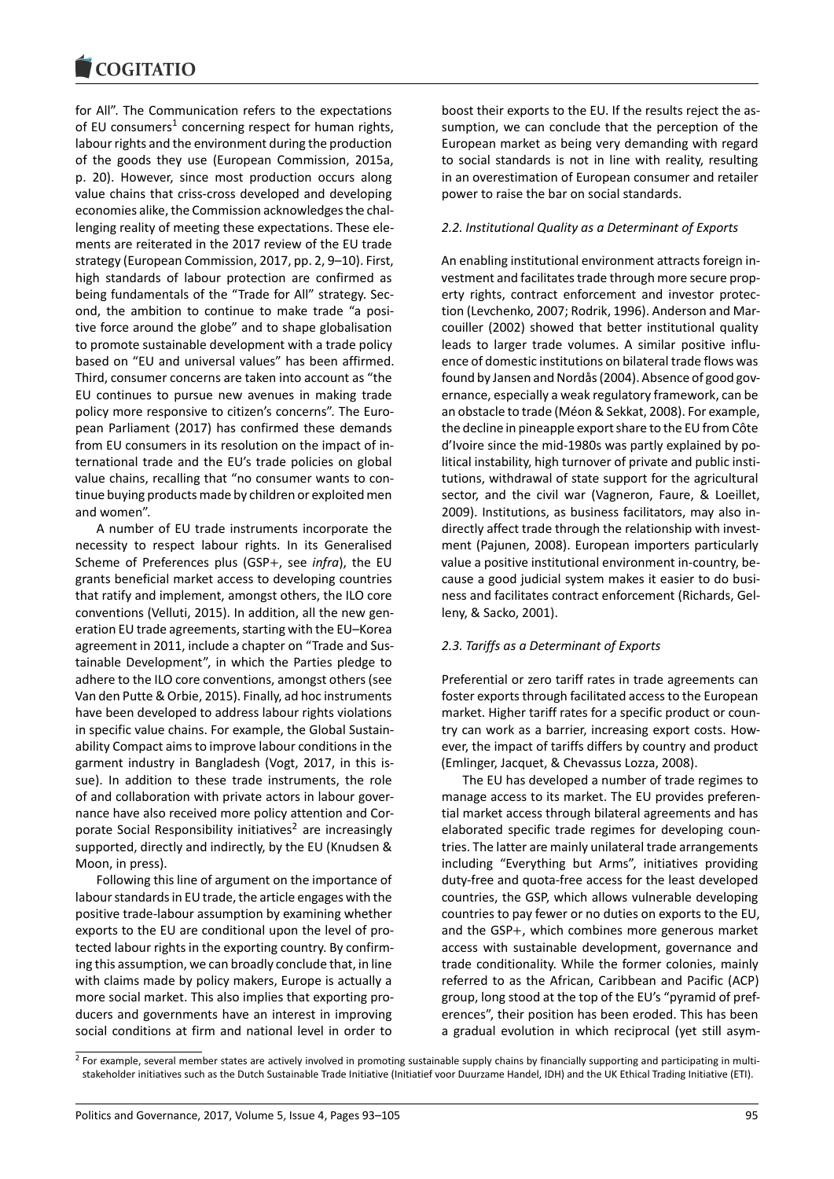for All". The Communication refers to the expectations of EU consumers[1] concerning respect for human rights, labour rights and the environment during the production of the goods they use (European Commission, 2015a, p. 20). However, since most production occurs along value chains that criss-cross developed and developing economies alike, the Commission acknowledges the challenging reality of meeting these expectations. These elements are reiterated in the 2017 review of the EU trade strategy (European Commission, 2017, pp. 2, 9–10). First, high standards of labour protection are confirmed as being fundamentals of the "Trade for All" strategy. Second, the ambition to continue to make trade "a positive force around the globe" and to shape globalisation to promote sustainable development with a trade policy based on "EU and universal values" has been affirmed. Third, consumer concerns are taken into account as "the EU continues to pursue new avenues in making trade policy more responsive to citizen's concerns". The European Parliament (2017) has confirmed these demands from EU consumers in its resolution on the impact of international trade and the EU's trade policies on global value chains, recalling that "no consumer wants to continue buying products made by children or exploited men and women".

A number of EU trade instruments incorporate the necessity to respect labour rights. In its Generalised Scheme of Preferences plus (GSP+, see *infra*), the EU grants beneficial market access to developing countries that ratify and implement, amongst others, the ILO core conventions (Velluti, 2015). In addition, all the new generation EU trade agreements, starting with the EU–Korea agreement in 2011, include a chapter on "Trade and Sustainable Development", in which the Parties pledge to adhere to the ILO core conventions, amongst others (see Van den Putte & Orbie, 2015). Finally, ad hoc instruments have been developed to address labour rights violations in specific value chains. For example, the Global Sustainability Compact aims to improve labour conditions in the garment industry in Bangladesh (Vogt, 2017, in this issue). In addition to these trade instruments, the role of and collaboration with private actors in labour governance have also received more policy attention and Corporate Social Responsibility initiatives[2] are increasingly supported, directly and indirectly, by the EU (Knudsen & Moon, in press).

Following this line of argument on the importance of labour standards in EU trade, the article engages with the positive trade-labour assumption by examining whether exports to the EU are conditional upon the level of protected labour rights in the exporting country. By confirming this assumption, we can broadly conclude that, in line with claims made by policy makers, Europe is actually a more social market. This also implies that exporting producers and governments have an interest in improving social conditions at firm and national level in order to boost their exports to the EU. If the results reject the assumption, we can conclude that the perception of the European market as being very demanding with regard to social standards is not in line with reality, resulting in an overestimation of European consumer and retailer power to raise the bar on social standards.

### *2.2. Institutional Quality as a Determinant of Exports*

An enabling institutional environment attracts foreign investment and facilitates trade through more secure property rights, contract enforcement and investor protection (Levchenko, 2007; Rodrik, 1996). Anderson and Marcouiller (2002) showed that better institutional quality leads to larger trade volumes. A similar positive influence of domestic institutions on bilateral trade flows was found by Jansen and Nordås (2004). Absence of good governance, especially a weak regulatory framework, can be an obstacle to trade (Méon & Sekkat, 2008). For example, the decline in pineapple export share to the EU from Côte d'Ivoire since the mid-1980s was partly explained by political instability, high turnover of private and public institutions, withdrawal of state support for the agricultural sector, and the civil war (Vagneron, Faure, & Loeillet, 2009). Institutions, as business facilitators, may also indirectly affect trade through the relationship with investment (Pajunen, 2008). European importers particularly value a positive institutional environment in-country, because a good judicial system makes it easier to do business and facilitates contract enforcement (Richards, Gelleny, & Sacko, 2001).

### *2.3. Tariffs as a Determinant of Exports*

Preferential or zero tariff rates in trade agreements can foster exports through facilitated access to the European market. Higher tariff rates for a specific product or country can work as a barrier, increasing export costs. However, the impact of tariffs differs by country and product (Emlinger, Jacquet, & Chevassus Lozza, 2008).

The EU has developed a number of trade regimes to manage access to its market. The EU provides preferential market access through bilateral agreements and has elaborated specific trade regimes for developing countries. The latter are mainly unilateral trade arrangements including "Everything but Arms", initiatives providing duty-free and quota-free access for the least developed countries, the GSP, which allows vulnerable developing countries to pay fewer or no duties on exports to the EU, and the GSP+, which combines more generous market access with sustainable development, governance and trade conditionality. While the former colonies, mainly referred to as the African, Caribbean and Pacific (ACP) group, long stood at the top of the EU's "pyramid of preferences", their position has been eroded. This has been a gradual evolution in which reciprocal (yet still asym-

[2] For example, several member states are actively involved in promoting sustainable supply chains by financially supporting and participating in multi-stakeholder initiatives such as the Dutch Sustainable Trade Initiative (Initiatief voor Duurzame Handel, IDH) and the UK Ethical Trading Initiative (ETI).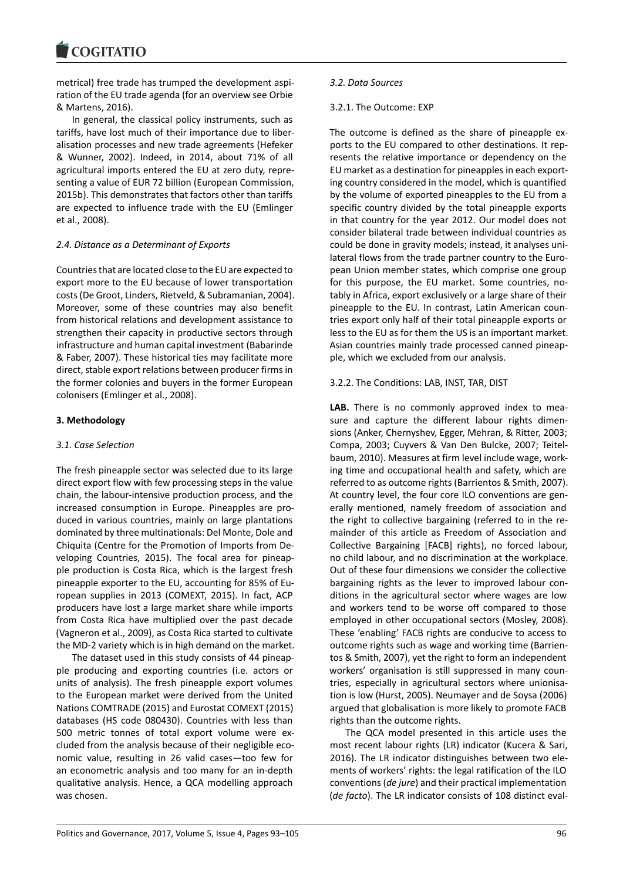metrical) free trade has trumped the development aspiration of the EU trade agenda (for an overview see Orbie & Martens, 2016).

In general, the classical policy instruments, such as tariffs, have lost much of their importance due to liberalisation processes and new trade agreements (Hefeker & Wunner, 2002). Indeed, in 2014, about 71% of all agricultural imports entered the EU at zero duty, representing a value of EUR 72 billion (European Commission, 2015b). This demonstrates that factors other than tariffs are expected to influence trade with the EU (Emlinger et al., 2008).

### *2.4. Distance as a Determinant of Exports*

Countries that are located close to the EU are expected to export more to the EU because of lower transportation costs (De Groot, Linders, Rietveld, & Subramanian, 2004). Moreover, some of these countries may also benefit from historical relations and development assistance to strengthen their capacity in productive sectors through infrastructure and human capital investment (Babarinde & Faber, 2007). These historical ties may facilitate more direct, stable export relations between producer firms in the former colonies and buyers in the former European colonisers (Emlinger et al., 2008).

## **3. Methodology**

### *3.1. Case Selection*

The fresh pineapple sector was selected due to its large direct export flow with few processing steps in the value chain, the labour-intensive production process, and the increased consumption in Europe. Pineapples are produced in various countries, mainly on large plantations dominated by three multinationals: Del Monte, Dole and Chiquita (Centre for the Promotion of Imports from Developing Countries, 2015). The focal area for pineapple production is Costa Rica, which is the largest fresh pineapple exporter to the EU, accounting for 85% of European supplies in 2013 (COMEXT, 2015). In fact, ACP producers have lost a large market share while imports from Costa Rica have multiplied over the past decade (Vagneron et al., 2009), as Costa Rica started to cultivate the MD-2 variety which is in high demand on the market.

The dataset used in this study consists of 44 pineapple producing and exporting countries (i.e. actors or units of analysis). The fresh pineapple export volumes to the European market were derived from the United Nations COMTRADE (2015) and Eurostat COMEXT (2015) databases (HS code 080430). Countries with less than 500 metric tonnes of total export volume were excluded from the analysis because of their negligible economic value, resulting in 26 valid cases—too few for an econometric analysis and too many for an in-depth qualitative analysis. Hence, a QCA modelling approach was chosen.

### *3.2. Data Sources*

#### 3.2.1. The Outcome: EXP

The outcome is defined as the share of pineapple exports to the EU compared to other destinations. It represents the relative importance or dependency on the EU market as a destination for pineapples in each exporting country considered in the model, which is quantified by the volume of exported pineapples to the EU from a specific country divided by the total pineapple exports in that country for the year 2012. Our model does not consider bilateral trade between individual countries as could be done in gravity models; instead, it analyses unilateral flows from the trade partner country to the European Union member states, which comprise one group for this purpose, the EU market. Some countries, notably in Africa, export exclusively or a large share of their pineapple to the EU. In contrast, Latin American countries export only half of their total pineapple exports or less to the EU as for them the US is an important market. Asian countries mainly trade processed canned pineapple, which we excluded from our analysis.

#### 3.2.2. The Conditions: LAB, INST, TAR, DIST

**LAB.** There is no commonly approved index to measure and capture the different labour rights dimensions (Anker, Chernyshev, Egger, Mehran, & Ritter, 2003; Compa, 2003; Cuyvers & Van Den Bulcke, 2007; Teitelbaum, 2010). Measures at firm level include wage, working time and occupational health and safety, which are referred to as outcome rights (Barrientos & Smith, 2007). At country level, the four core ILO conventions are generally mentioned, namely freedom of association and the right to collective bargaining (referred to in the remainder of this article as Freedom of Association and Collective Bargaining [FACB] rights), no forced labour, no child labour, and no discrimination at the workplace. Out of these four dimensions we consider the collective bargaining rights as the lever to improved labour conditions in the agricultural sector where wages are low and workers tend to be worse off compared to those employed in other occupational sectors (Mosley, 2008). These 'enabling' FACB rights are conducive to access to outcome rights such as wage and working time (Barrientos & Smith, 2007), yet the right to form an independent workers' organisation is still suppressed in many countries, especially in agricultural sectors where unionisation is low (Hurst, 2005). Neumayer and de Soysa (2006) argued that globalisation is more likely to promote FACB rights than the outcome rights.

The QCA model presented in this article uses the most recent labour rights (LR) indicator (Kucera & Sari, 2016). The LR indicator distinguishes between two elements of workers' rights: the legal ratification of the ILO conventions (*de jure*) and their practical implementation (*de facto*). The LR indicator consists of 108 distinct eval-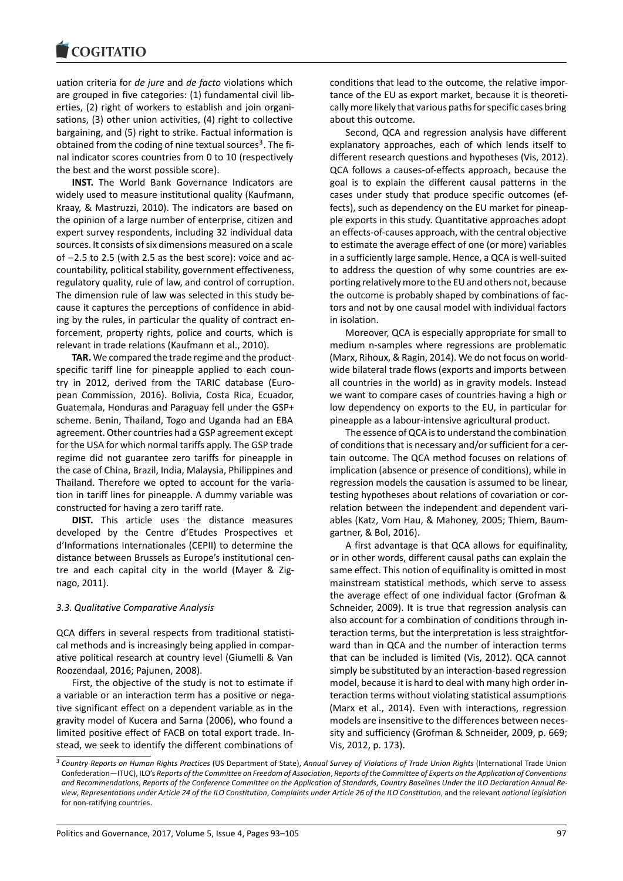uation criteria for *de jure* and *de facto* violations which are grouped in five categories: (1) fundamental civil liberties, (2) right of workers to establish and join organisations, (3) other union activities, (4) right to collective bargaining, and (5) right to strike. Factual information is obtained from the coding of nine textual sources[3]. The final indicator scores countries from 0 to 10 (respectively the best and the worst possible score).

**INST.** The World Bank Governance Indicators are widely used to measure institutional quality (Kaufmann, Kraay, & Mastruzzi, 2010). The indicators are based on the opinion of a large number of enterprise, citizen and expert survey respondents, including 32 individual data sources. It consists of six dimensions measured on a scale of −2.5 to 2.5 (with 2.5 as the best score): voice and accountability, political stability, government effectiveness, regulatory quality, rule of law, and control of corruption. The dimension rule of law was selected in this study because it captures the perceptions of confidence in abiding by the rules, in particular the quality of contract enforcement, property rights, police and courts, which is relevant in trade relations (Kaufmann et al., 2010).

**TAR.** We compared the trade regime and the product-specific tariff line for pineapple applied to each country in 2012, derived from the TARIC database (European Commission, 2016). Bolivia, Costa Rica, Ecuador, Guatemala, Honduras and Paraguay fell under the GSP+ scheme. Benin, Thailand, Togo and Uganda had an EBA agreement. Other countries had a GSP agreement except for the USA for which normal tariffs apply. The GSP trade regime did not guarantee zero tariffs for pineapple in the case of China, Brazil, India, Malaysia, Philippines and Thailand. Therefore we opted to account for the variation in tariff lines for pineapple. A dummy variable was constructed for having a zero tariff rate.

**DIST.** This article uses the distance measures developed by the Centre d'Etudes Prospectives et d'Informations Internationales (CEPII) to determine the distance between Brussels as Europe's institutional centre and each capital city in the world (Mayer & Zignago, 2011).

### *3.3. Qualitative Comparative Analysis*

QCA differs in several respects from traditional statistical methods and is increasingly being applied in comparative political research at country level (Giumelli & Van Roozendaal, 2016; Pajunen, 2008).

First, the objective of the study is not to estimate if a variable or an interaction term has a positive or negative significant effect on a dependent variable as in the gravity model of Kucera and Sarna (2006), who found a limited positive effect of FACB on total export trade. Instead, we seek to identify the different combinations of conditions that lead to the outcome, the relative importance of the EU as export market, because it is theoretically more likely that various paths for specific cases bring about this outcome.

Second, QCA and regression analysis have different explanatory approaches, each of which lends itself to different research questions and hypotheses (Vis, 2012). QCA follows a causes-of-effects approach, because the goal is to explain the different causal patterns in the cases under study that produce specific outcomes (effects), such as dependency on the EU market for pineapple exports in this study. Quantitative approaches adopt an effects-of-causes approach, with the central objective to estimate the average effect of one (or more) variables in a sufficiently large sample. Hence, a QCA is well-suited to address the question of why some countries are exporting relatively more to the EU and others not, because the outcome is probably shaped by combinations of factors and not by one causal model with individual factors in isolation.

Moreover, QCA is especially appropriate for small to medium n-samples where regressions are problematic (Marx, Rihoux, & Ragin, 2014). We do not focus on worldwide bilateral trade flows (exports and imports between all countries in the world) as in gravity models. Instead we want to compare cases of countries having a high or low dependency on exports to the EU, in particular for pineapple as a labour-intensive agricultural product.

The essence of QCA is to understand the combination of conditions that is necessary and/or sufficient for a certain outcome. The QCA method focuses on relations of implication (absence or presence of conditions), while in regression models the causation is assumed to be linear, testing hypotheses about relations of covariation or correlation between the independent and dependent variables (Katz, Vom Hau, & Mahoney, 2005; Thiem, Baumgartner, & Bol, 2016).

A first advantage is that QCA allows for equifinality, or in other words, different causal paths can explain the same effect. This notion of equifinality is omitted in most mainstream statistical methods, which serve to assess the average effect of one individual factor (Grofman & Schneider, 2009). It is true that regression analysis can also account for a combination of conditions through interaction terms, but the interpretation is less straightforward than in QCA and the number of interaction terms that can be included is limited (Vis, 2012). QCA cannot simply be substituted by an interaction-based regression model, because it is hard to deal with many high order interaction terms without violating statistical assumptions (Marx et al., 2014). Even with interactions, regression models are insensitive to the differences between necessity and sufficiency (Grofman & Schneider, 2009, p. 669; Vis, 2012, p. 173).

[3] *Country Reports on Human Rights Practices* (US Department of State), *Annual Survey of Violations of Trade Union Rights* (International Trade Union Confederation—ITUC), ILO's *Reports of the Committee on Freedom of Association*, *Reports of the Committee of Experts on the Application of Conventions and Recommendations*, *Reports of the Conference Committee on the Application of Standards*, *Country Baselines Under the ILO Declaration Annual Review*, *Representations under Article 24 of the ILO Constitution*, *Complaints under Article 26 of the ILO Constitution*, and the relevant *national legislation* for non-ratifying countries.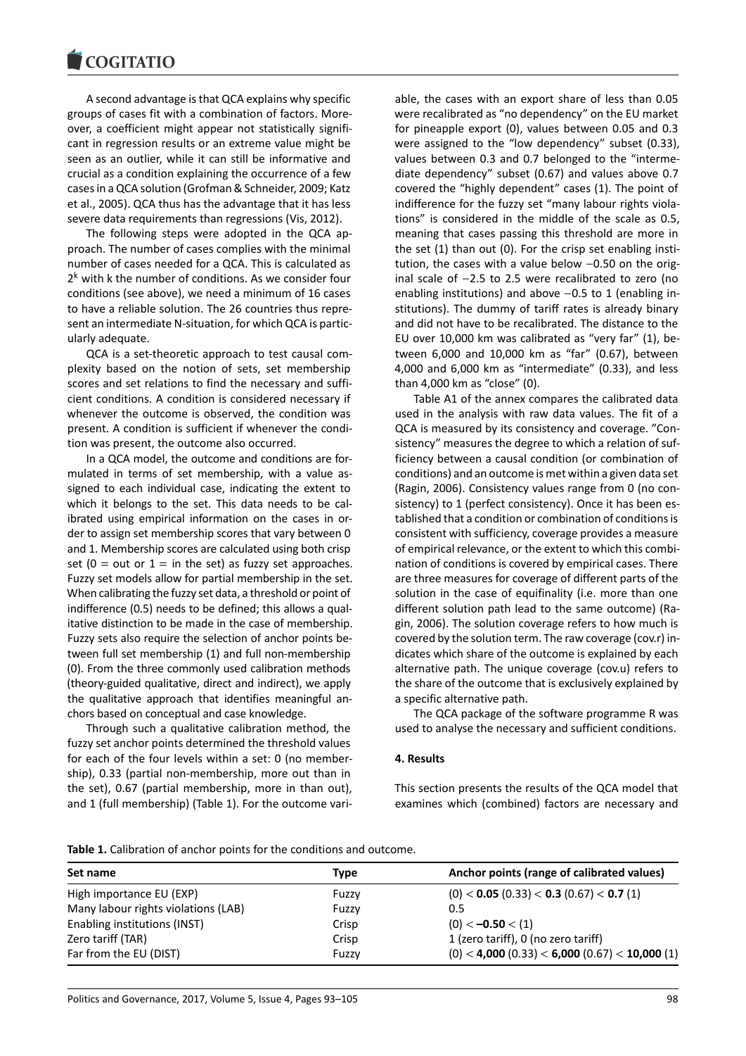A second advantage is that QCA explains why specific groups of cases fit with a combination of factors. Moreover, a coefficient might appear not statistically significant in regression results or an extreme value might be seen as an outlier, while it can still be informative and crucial as a condition explaining the occurrence of a few cases in a QCA solution (Grofman & Schneider, 2009; Katz et al., 2005). QCA thus has the advantage that it has less severe data requirements than regressions (Vis, 2012).

The following steps were adopted in the QCA approach. The number of cases complies with the minimal number of cases needed for a QCA. This is calculated as $2^k$ with k the number of conditions. As we consider four conditions (see above), we need a minimum of 16 cases to have a reliable solution. The 26 countries thus represent an intermediate N-situation, for which QCA is particularly adequate.

QCA is a set-theoretic approach to test causal complexity based on the notion of sets, set membership scores and set relations to find the necessary and sufficient conditions. A condition is considered necessary if whenever the outcome is observed, the condition was present. A condition is sufficient if whenever the condition was present, the outcome also occurred.

In a QCA model, the outcome and conditions are formulated in terms of set membership, with a value assigned to each individual case, indicating the extent to which it belongs to the set. This data needs to be calibrated using empirical information on the cases in order to assign set membership scores that vary between 0 and 1. Membership scores are calculated using both crisp set (0 = out or 1 = in the set) as fuzzy set approaches. Fuzzy set models allow for partial membership in the set. When calibrating the fuzzy set data, a threshold or point of indifference (0.5) needs to be defined; this allows a qualitative distinction to be made in the case of membership. Fuzzy sets also require the selection of anchor points between full set membership (1) and full non-membership (0). From the three commonly used calibration methods (theory-guided qualitative, direct and indirect), we apply the qualitative approach that identifies meaningful anchors based on conceptual and case knowledge.

Through such a qualitative calibration method, the fuzzy set anchor points determined the threshold values for each of the four levels within a set: 0 (no membership), 0.33 (partial non-membership, more out than in the set), 0.67 (partial membership, more in than out), and 1 (full membership) (Table 1). For the outcome variable, the cases with an export share of less than 0.05 were recalibrated as "no dependency" on the EU market for pineapple export (0), values between 0.05 and 0.3 were assigned to the "low dependency" subset (0.33), values between 0.3 and 0.7 belonged to the "intermediate dependency" subset (0.67) and values above 0.7 covered the "highly dependent" cases (1). The point of indifference for the fuzzy set "many labour rights violations" is considered in the middle of the scale as 0.5, meaning that cases passing this threshold are more in the set (1) than out (0). For the crisp set enabling institution, the cases with a value below −0.50 on the original scale of −2.5 to 2.5 were recalibrated to zero (no enabling institutions) and above −0.5 to 1 (enabling institutions). The dummy of tariff rates is already binary and did not have to be recalibrated. The distance to the EU over 10,000 km was calibrated as "very far" (1), between 6,000 and 10,000 km as "far" (0.67), between 4,000 and 6,000 km as "intermediate" (0.33), and less than 4,000 km as "close" (0).

Table A1 of the annex compares the calibrated data used in the analysis with raw data values. The fit of a QCA is measured by its consistency and coverage. "Consistency" measures the degree to which a relation of sufficiency between a causal condition (or combination of conditions) and an outcome is met within a given data set (Ragin, 2006). Consistency values range from 0 (no consistency) to 1 (perfect consistency). Once it has been established that a condition or combination of conditions is consistent with sufficiency, coverage provides a measure of empirical relevance, or the extent to which this combination of conditions is covered by empirical cases. There are three measures for coverage of different parts of the solution in the case of equifinality (i.e. more than one different solution path lead to the same outcome) (Ragin, 2006). The solution coverage refers to how much is covered by the solution term. The raw coverage (cov.r) indicates which share of the outcome is explained by each alternative path. The unique coverage (cov.u) refers to the share of the outcome that is exclusively explained by a specific alternative path.

The QCA package of the software programme R was used to analyse the necessary and sufficient conditions.

## 4. Results

This section presents the results of the QCA model that examines which (combined) factors are necessary and

**Table 1.** Calibration of anchor points for the conditions and outcome.

| Set name | Type | Anchor points (range of calibrated values) |
|---|---|---|
| High importance EU (EXP) | Fuzzy | (0) < **0.05** (0.33) < **0.3** (0.67) < **0.7** (1) |
| Many labour rights violations (LAB) | Fuzzy | 0.5 |
| Enabling institutions (INST) | Crisp | (0) < **−0.50** < (1) |
| Zero tariff (TAR) | Crisp | 1 (zero tariff), 0 (no zero tariff) |
| Far from the EU (DIST) | Fuzzy | (0) < **4,000** (0.33) < **6,000** (0.67) < **10,000** (1) |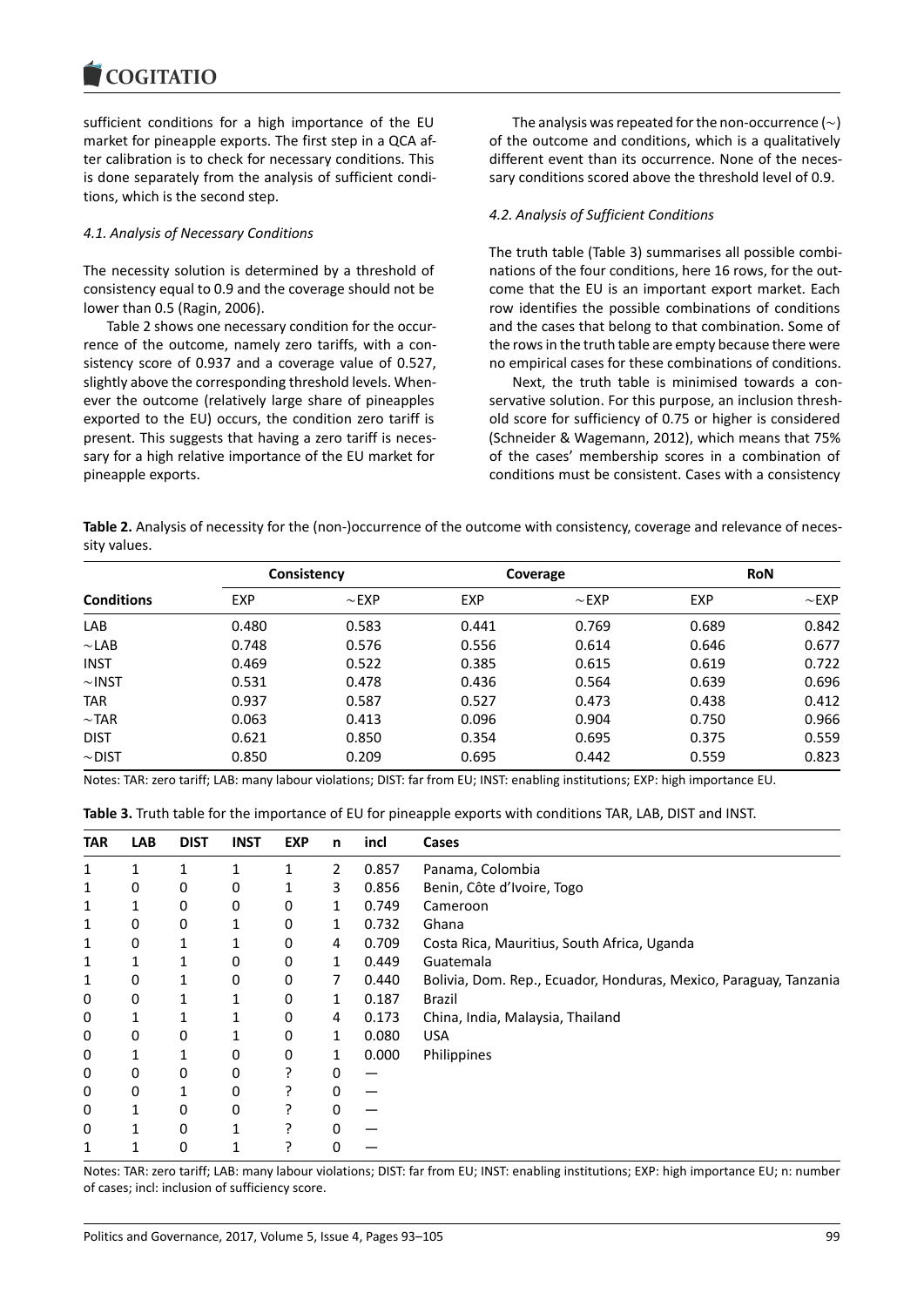sufficient conditions for a high importance of the EU market for pineapple exports. The first step in a QCA after calibration is to check for necessary conditions. This is done separately from the analysis of sufficient conditions, which is the second step.

### *4.1. Analysis of Necessary Conditions*

The necessity solution is determined by a threshold of consistency equal to 0.9 and the coverage should not be lower than 0.5 (Ragin, 2006).

Table 2 shows one necessary condition for the occurrence of the outcome, namely zero tariffs, with a consistency score of 0.937 and a coverage value of 0.527, slightly above the corresponding threshold levels. Whenever the outcome (relatively large share of pineapples exported to the EU) occurs, the condition zero tariff is present. This suggests that having a zero tariff is necessary for a high relative importance of the EU market for pineapple exports.

The analysis was repeated for the non-occurrence (∼) of the outcome and conditions, which is a qualitatively different event than its occurrence. None of the necessary conditions scored above the threshold level of 0.9.

### *4.2. Analysis of Sufficient Conditions*

The truth table (Table 3) summarises all possible combinations of the four conditions, here 16 rows, for the outcome that the EU is an important export market. Each row identifies the possible combinations of conditions and the cases that belong to that combination. Some of the rows in the truth table are empty because there were no empirical cases for these combinations of conditions.

Next, the truth table is minimised towards a conservative solution. For this purpose, an inclusion threshold score for sufficiency of 0.75 or higher is considered (Schneider & Wagemann, 2012), which means that 75% of the cases' membership scores in a combination of conditions must be consistent. Cases with a consistency

**Table 2.** Analysis of necessity for the (non-)occurrence of the outcome with consistency, coverage and relevance of necessity values.

| | Consistency | | Coverage | | RoN | |
|---|---|---|---|---|---|---|
| **Conditions** | EXP | ∼EXP | EXP | ∼EXP | EXP | ∼EXP |
| LAB | 0.480 | 0.583 | 0.441 | 0.769 | 0.689 | 0.842 |
| ∼LAB | 0.748 | 0.576 | 0.556 | 0.614 | 0.646 | 0.677 |
| INST | 0.469 | 0.522 | 0.385 | 0.615 | 0.619 | 0.722 |
| ∼INST | 0.531 | 0.478 | 0.436 | 0.564 | 0.639 | 0.696 |
| TAR | 0.937 | 0.587 | 0.527 | 0.473 | 0.438 | 0.412 |
| ∼TAR | 0.063 | 0.413 | 0.096 | 0.904 | 0.750 | 0.966 |
| DIST | 0.621 | 0.850 | 0.354 | 0.695 | 0.375 | 0.559 |
| ∼DIST | 0.850 | 0.209 | 0.695 | 0.442 | 0.559 | 0.823 |

Notes: TAR: zero tariff; LAB: many labour violations; DIST: far from EU; INST: enabling institutions; EXP: high importance EU.

**Table 3.** Truth table for the importance of EU for pineapple exports with conditions TAR, LAB, DIST and INST.

| TAR | LAB | DIST | INST | EXP | n | incl | Cases |
|---|---|---|---|---|---|---|---|
| 1 | 1 | 1 | 1 | 1 | 2 | 0.857 | Panama, Colombia |
| 1 | 0 | 0 | 0 | 1 | 3 | 0.856 | Benin, Côte d'Ivoire, Togo |
| 1 | 1 | 0 | 0 | 0 | 1 | 0.749 | Cameroon |
| 1 | 0 | 0 | 1 | 0 | 1 | 0.732 | Ghana |
| 1 | 0 | 1 | 1 | 0 | 4 | 0.709 | Costa Rica, Mauritius, South Africa, Uganda |
| 1 | 1 | 1 | 0 | 0 | 1 | 0.449 | Guatemala |
| 1 | 0 | 1 | 0 | 0 | 7 | 0.440 | Bolivia, Dom. Rep., Ecuador, Honduras, Mexico, Paraguay, Tanzania |
| 0 | 0 | 1 | 1 | 0 | 1 | 0.187 | Brazil |
| 0 | 1 | 1 | 1 | 0 | 4 | 0.173 | China, India, Malaysia, Thailand |
| 0 | 0 | 0 | 1 | 0 | 1 | 0.080 | USA |
| 0 | 1 | 1 | 0 | 0 | 1 | 0.000 | Philippines |
| 0 | 0 | 0 | 0 | ? | 0 | — | |
| 0 | 0 | 1 | 0 | ? | 0 | — | |
| 0 | 1 | 0 | 0 | ? | 0 | — | |
| 0 | 1 | 0 | 1 | ? | 0 | — | |
| 1 | 1 | 0 | 1 | ? | 0 | — | |

Notes: TAR: zero tariff; LAB: many labour violations; DIST: far from EU; INST: enabling institutions; EXP: high importance EU; n: number of cases; incl: inclusion of sufficiency score.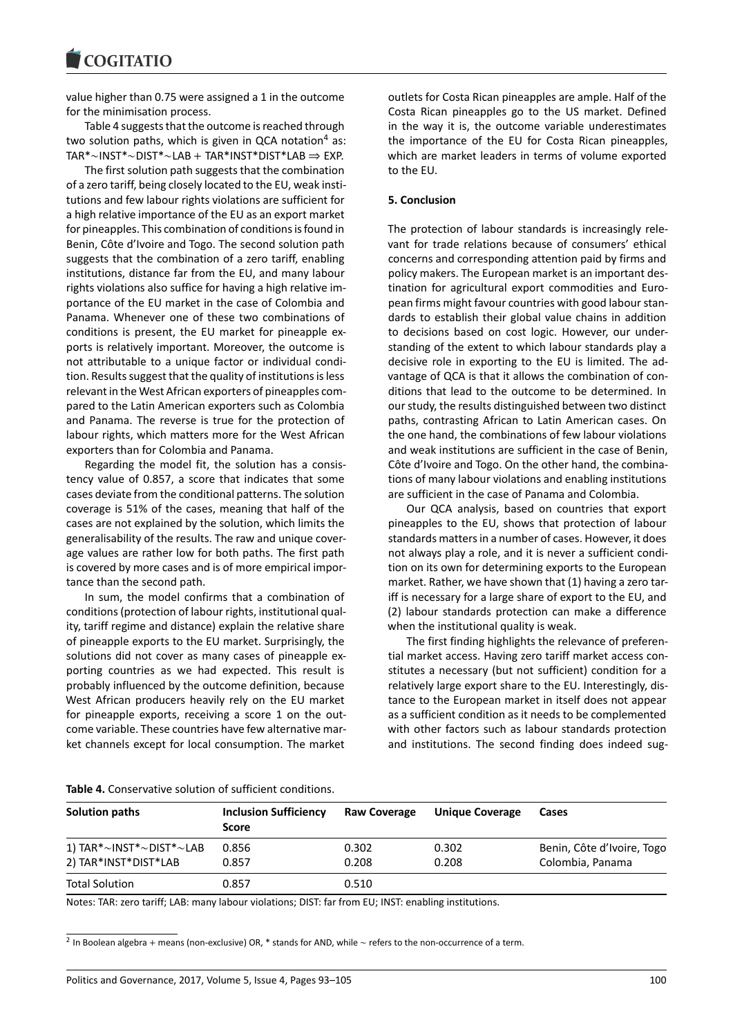value higher than 0.75 were assigned a 1 in the outcome for the minimisation process.

Table 4 suggests that the outcome is reached through two solution paths, which is given in QCA notation[4] as: TAR*∼INST*∼DIST*∼LAB + TAR*INST*DIST*LAB ⇒ EXP.

The first solution path suggests that the combination of a zero tariff, being closely located to the EU, weak institutions and few labour rights violations are sufficient for a high relative importance of the EU as an export market for pineapples. This combination of conditions is found in Benin, Côte d'Ivoire and Togo. The second solution path suggests that the combination of a zero tariff, enabling institutions, distance far from the EU, and many labour rights violations also suffice for having a high relative importance of the EU market in the case of Colombia and Panama. Whenever one of these two combinations of conditions is present, the EU market for pineapple exports is relatively important. Moreover, the outcome is not attributable to a unique factor or individual condition. Results suggest that the quality of institutions is less relevant in the West African exporters of pineapples compared to the Latin American exporters such as Colombia and Panama. The reverse is true for the protection of labour rights, which matters more for the West African exporters than for Colombia and Panama.

Regarding the model fit, the solution has a consistency value of 0.857, a score that indicates that some cases deviate from the conditional patterns. The solution coverage is 51% of the cases, meaning that half of the cases are not explained by the solution, which limits the generalisability of the results. The raw and unique coverage values are rather low for both paths. The first path is covered by more cases and is of more empirical importance than the second path.

In sum, the model confirms that a combination of conditions (protection of labour rights, institutional quality, tariff regime and distance) explain the relative share of pineapple exports to the EU market. Surprisingly, the solutions did not cover as many cases of pineapple exporting countries as we had expected. This result is probably influenced by the outcome definition, because West African producers heavily rely on the EU market for pineapple exports, receiving a score 1 on the outcome variable. These countries have few alternative market channels except for local consumption. The market outlets for Costa Rican pineapples are ample. Half of the Costa Rican pineapples go to the US market. Defined in the way it is, the outcome variable underestimates the importance of the EU for Costa Rican pineapples, which are market leaders in terms of volume exported to the EU.

## 5. Conclusion

The protection of labour standards is increasingly relevant for trade relations because of consumers' ethical concerns and corresponding attention paid by firms and policy makers. The European market is an important destination for agricultural export commodities and European firms might favour countries with good labour standards to establish their global value chains in addition to decisions based on cost logic. However, our understanding of the extent to which labour standards play a decisive role in exporting to the EU is limited. The advantage of QCA is that it allows the combination of conditions that lead to the outcome to be determined. In our study, the results distinguished between two distinct paths, contrasting African to Latin American cases. On the one hand, the combinations of few labour violations and weak institutions are sufficient in the case of Benin, Côte d'Ivoire and Togo. On the other hand, the combinations of many labour violations and enabling institutions are sufficient in the case of Panama and Colombia.

Our QCA analysis, based on countries that export pineapples to the EU, shows that protection of labour standards matters in a number of cases. However, it does not always play a role, and it is never a sufficient condition on its own for determining exports to the European market. Rather, we have shown that (1) having a zero tariff is necessary for a large share of export to the EU, and (2) labour standards protection can make a difference when the institutional quality is weak.

The first finding highlights the relevance of preferential market access. Having zero tariff market access constitutes a necessary (but not sufficient) condition for a relatively large export share to the EU. Interestingly, distance to the European market in itself does not appear as a sufficient condition as it needs to be complemented with other factors such as labour standards protection and institutions. The second finding does indeed sug-

**Table 4.** Conservative solution of sufficient conditions.

| Solution paths | Inclusion Sufficiency Score | Raw Coverage | Unique Coverage | Cases |
|---|---|---|---|---|
| 1) TAR*∼INST*∼DIST*∼LAB | 0.856 | 0.302 | 0.302 | Benin, Côte d'Ivoire, Togo |
| 2) TAR*INST*DIST*LAB | 0.857 | 0.208 | 0.208 | Colombia, Panama |
| Total Solution | 0.857 | 0.510 | | |

Notes: TAR: zero tariff; LAB: many labour violations; DIST: far from EU; INST: enabling institutions.

[2] In Boolean algebra + means (non-exclusive) OR, * stands for AND, while ∼ refers to the non-occurrence of a term.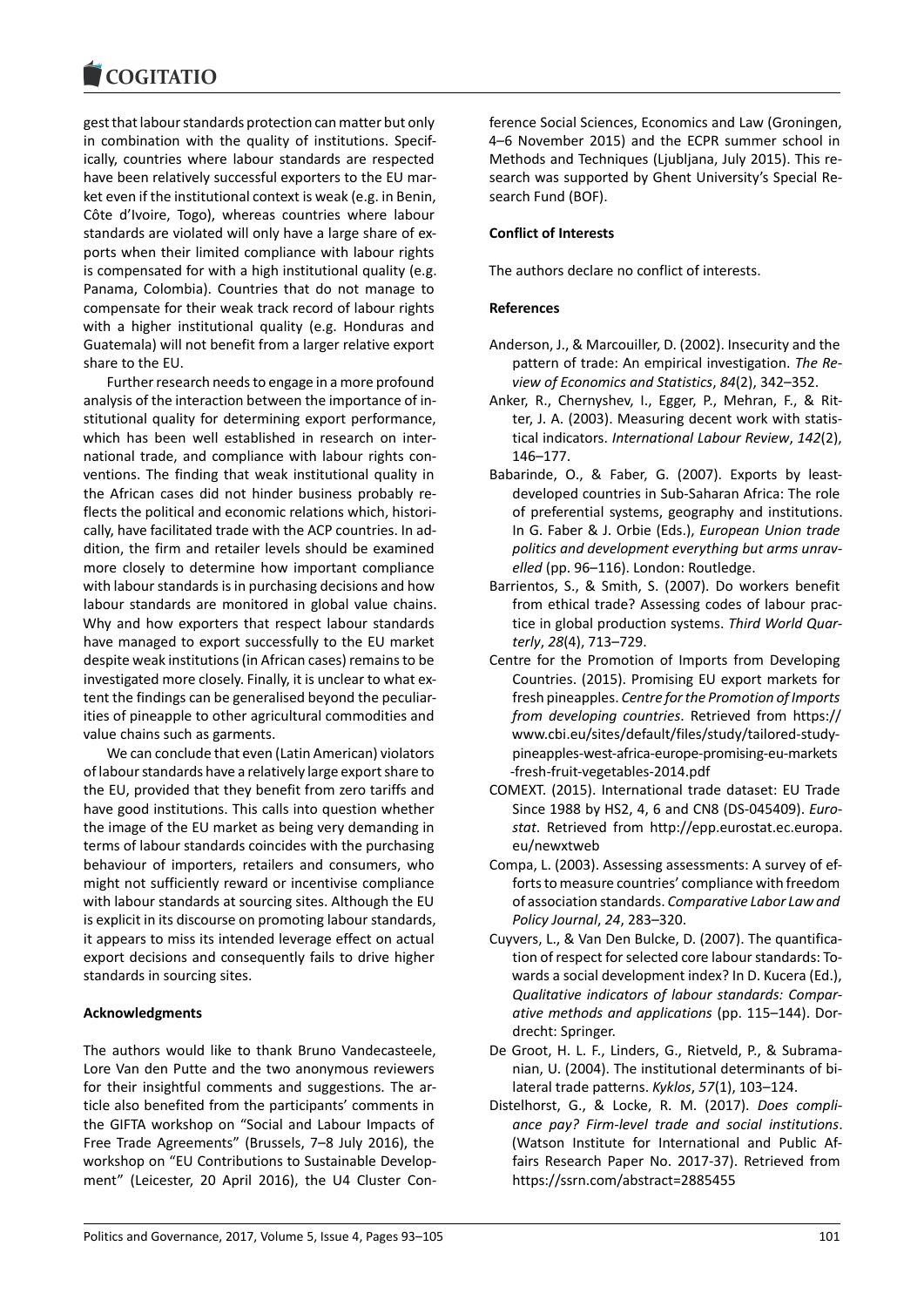gest that labour standards protection can matter but only in combination with the quality of institutions. Specifically, countries where labour standards are respected have been relatively successful exporters to the EU market even if the institutional context is weak (e.g. in Benin, Côte d'Ivoire, Togo), whereas countries where labour standards are violated will only have a large share of exports when their limited compliance with labour rights is compensated for with a high institutional quality (e.g. Panama, Colombia). Countries that do not manage to compensate for their weak track record of labour rights with a higher institutional quality (e.g. Honduras and Guatemala) will not benefit from a larger relative export share to the EU.

Further research needs to engage in a more profound analysis of the interaction between the importance of institutional quality for determining export performance, which has been well established in research on international trade, and compliance with labour rights conventions. The finding that weak institutional quality in the African cases did not hinder business probably reflects the political and economic relations which, historically, have facilitated trade with the ACP countries. In addition, the firm and retailer levels should be examined more closely to determine how important compliance with labour standards is in purchasing decisions and how labour standards are monitored in global value chains. Why and how exporters that respect labour standards have managed to export successfully to the EU market despite weak institutions (in African cases) remains to be investigated more closely. Finally, it is unclear to what extent the findings can be generalised beyond the peculiarities of pineapple to other agricultural commodities and value chains such as garments.

We can conclude that even (Latin American) violators of labour standards have a relatively large export share to the EU, provided that they benefit from zero tariffs and have good institutions. This calls into question whether the image of the EU market as being very demanding in terms of labour standards coincides with the purchasing behaviour of importers, retailers and consumers, who might not sufficiently reward or incentivise compliance with labour standards at sourcing sites. Although the EU is explicit in its discourse on promoting labour standards, it appears to miss its intended leverage effect on actual export decisions and consequently fails to drive higher standards in sourcing sites.

**Acknowledgments**

The authors would like to thank Bruno Vandecasteele, Lore Van den Putte and the two anonymous reviewers for their insightful comments and suggestions. The article also benefited from the participants' comments in the GIFTA workshop on "Social and Labour Impacts of Free Trade Agreements" (Brussels, 7–8 July 2016), the workshop on "EU Contributions to Sustainable Development" (Leicester, 20 April 2016), the U4 Cluster Conference Social Sciences, Economics and Law (Groningen, 4–6 November 2015) and the ECPR summer school in Methods and Techniques (Ljubljana, July 2015). This research was supported by Ghent University's Special Research Fund (BOF).

**Conflict of Interests**

The authors declare no conflict of interests.

**References**

Anderson, J., & Marcouiller, D. (2002). Insecurity and the pattern of trade: An empirical investigation. *The Review of Economics and Statistics*, *84*(2), 342–352.

Anker, R., Chernyshev, I., Egger, P., Mehran, F., & Ritter, J. A. (2003). Measuring decent work with statistical indicators. *International Labour Review*, *142*(2), 146–177.

Babarinde, O., & Faber, G. (2007). Exports by least-developed countries in Sub-Saharan Africa: The role of preferential systems, geography and institutions. In G. Faber & J. Orbie (Eds.), *European Union trade politics and development everything but arms unravelled* (pp. 96–116). London: Routledge.

Barrientos, S., & Smith, S. (2007). Do workers benefit from ethical trade? Assessing codes of labour practice in global production systems. *Third World Quarterly*, *28*(4), 713–729.

Centre for the Promotion of Imports from Developing Countries. (2015). Promising EU export markets for fresh pineapples. *Centre for the Promotion of Imports from developing countries*. Retrieved from https://www.cbi.eu/sites/default/files/study/tailored-study-pineapples-west-africa-europe-promising-eu-markets-fresh-fruit-vegetables-2014.pdf

COMEXT. (2015). International trade dataset: EU Trade Since 1988 by HS2, 4, 6 and CN8 (DS-045409). *Eurostat*. Retrieved from http://epp.eurostat.ec.europa.eu/newxtweb

Compa, L. (2003). Assessing assessments: A survey of efforts to measure countries' compliance with freedom of association standards. *Comparative Labor Law and Policy Journal*, *24*, 283–320.

Cuyvers, L., & Van Den Bulcke, D. (2007). The quantification of respect for selected core labour standards: Towards a social development index? In D. Kucera (Ed.), *Qualitative indicators of labour standards: Comparative methods and applications* (pp. 115–144). Dordrecht: Springer.

De Groot, H. L. F., Linders, G., Rietveld, P., & Subramanian, U. (2004). The institutional determinants of bilateral trade patterns. *Kyklos*, *57*(1), 103–124.

Distelhorst, G., & Locke, R. M. (2017). *Does compliance pay? Firm-level trade and social institutions*. (Watson Institute for International and Public Affairs Research Paper No. 2017-37). Retrieved from https://ssrn.com/abstract=2885455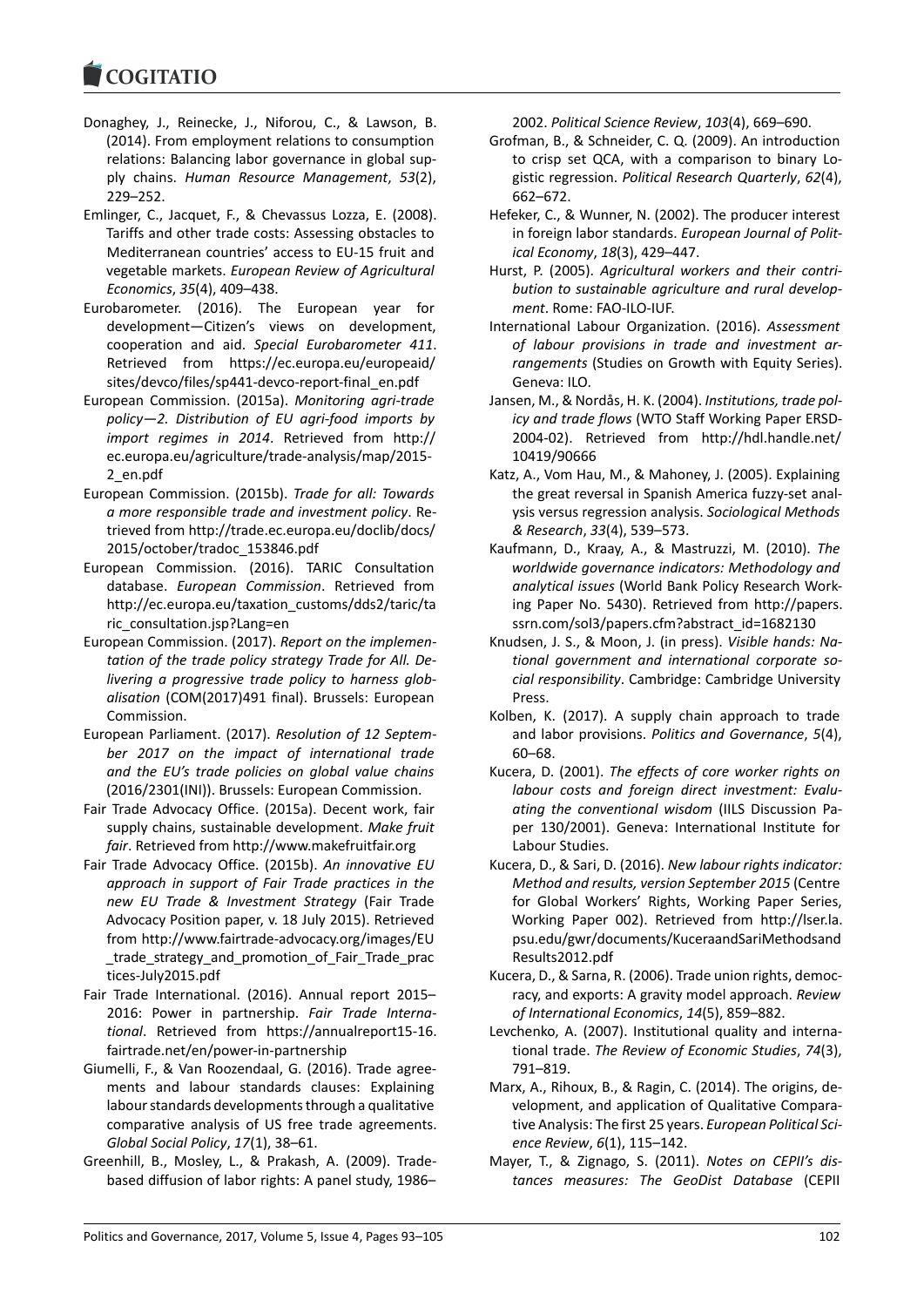Donaghey, J., Reinecke, J., Niforou, C., & Lawson, B. (2014). From employment relations to consumption relations: Balancing labor governance in global supply chains. *Human Resource Management*, *53*(2), 229–252.

Emlinger, C., Jacquet, F., & Chevassus Lozza, E. (2008). Tariffs and other trade costs: Assessing obstacles to Mediterranean countries' access to EU-15 fruit and vegetable markets. *European Review of Agricultural Economics*, *35*(4), 409–438.

Eurobarometer. (2016). The European year for development—Citizen's views on development, cooperation and aid. *Special Eurobarometer 411*. Retrieved from https://ec.europa.eu/europeaid/sites/devco/files/sp441-devco-report-final_en.pdf

European Commission. (2015a). *Monitoring agri-trade policy—2. Distribution of EU agri-food imports by import regimes in 2014*. Retrieved from http://ec.europa.eu/agriculture/trade-analysis/map/2015-2_en.pdf

European Commission. (2015b). *Trade for all: Towards a more responsible trade and investment policy*. Retrieved from http://trade.ec.europa.eu/doclib/docs/2015/october/tradoc_153846.pdf

European Commission. (2016). TARIC Consultation database. *European Commission*. Retrieved from http://ec.europa.eu/taxation_customs/dds2/taric/taric_consultation.jsp?Lang=en

European Commission. (2017). *Report on the implementation of the trade policy strategy Trade for All. Delivering a progressive trade policy to harness globalisation* (COM(2017)491 final). Brussels: European Commission.

European Parliament. (2017). *Resolution of 12 September 2017 on the impact of international trade and the EU's trade policies on global value chains* (2016/2301(INI)). Brussels: European Commission.

Fair Trade Advocacy Office. (2015a). Decent work, fair supply chains, sustainable development. *Make fruit fair*. Retrieved from http://www.makefruitfair.org

Fair Trade Advocacy Office. (2015b). *An innovative EU approach in support of Fair Trade practices in the new EU Trade & Investment Strategy* (Fair Trade Advocacy Position paper, v. 18 July 2015). Retrieved from http://www.fairtrade-advocacy.org/images/EU_trade_strategy_and_promotion_of_Fair_Trade_practices-July2015.pdf

Fair Trade International. (2016). Annual report 2015–2016: Power in partnership. *Fair Trade International*. Retrieved from https://annualreport15-16.fairtrade.net/en/power-in-partnership

Giumelli, F., & Van Roozendaal, G. (2016). Trade agreements and labour standards clauses: Explaining labour standards developments through a qualitative comparative analysis of US free trade agreements. *Global Social Policy*, *17*(1), 38–61.

Greenhill, B., Mosley, L., & Prakash, A. (2009). Trade-based diffusion of labor rights: A panel study, 1986–2002. *Political Science Review*, *103*(4), 669–690.

Grofman, B., & Schneider, C. Q. (2009). An introduction to crisp set QCA, with a comparison to binary Logistic regression. *Political Research Quarterly*, *62*(4), 662–672.

Hefeker, C., & Wunner, N. (2002). The producer interest in foreign labor standards. *European Journal of Political Economy*, *18*(3), 429–447.

Hurst, P. (2005). *Agricultural workers and their contribution to sustainable agriculture and rural development*. Rome: FAO-ILO-IUF.

International Labour Organization. (2016). *Assessment of labour provisions in trade and investment arrangements* (Studies on Growth with Equity Series). Geneva: ILO.

Jansen, M., & Nordås, H. K. (2004). *Institutions, trade policy and trade flows* (WTO Staff Working Paper ERSD-2004-02). Retrieved from http://hdl.handle.net/10419/90666

Katz, A., Vom Hau, M., & Mahoney, J. (2005). Explaining the great reversal in Spanish America fuzzy-set analysis versus regression analysis. *Sociological Methods & Research*, *33*(4), 539–573.

Kaufmann, D., Kraay, A., & Mastruzzi, M. (2010). *The worldwide governance indicators: Methodology and analytical issues* (World Bank Policy Research Working Paper No. 5430). Retrieved from http://papers.ssrn.com/sol3/papers.cfm?abstract_id=1682130

Knudsen, J. S., & Moon, J. (in press). *Visible hands: National government and international corporate social responsibility*. Cambridge: Cambridge University Press.

Kolben, K. (2017). A supply chain approach to trade and labor provisions. *Politics and Governance*, *5*(4), 60–68.

Kucera, D. (2001). *The effects of core worker rights on labour costs and foreign direct investment: Evaluating the conventional wisdom* (IILS Discussion Paper 130/2001). Geneva: International Institute for Labour Studies.

Kucera, D., & Sari, D. (2016). *New labour rights indicator: Method and results, version September 2015* (Centre for Global Workers' Rights, Working Paper Series, Working Paper 002). Retrieved from http://lser.la.psu.edu/gwr/documents/KuceraandSariMethodsandResults2012.pdf

Kucera, D., & Sarna, R. (2006). Trade union rights, democracy, and exports: A gravity model approach. *Review of International Economics*, *14*(5), 859–882.

Levchenko, A. (2007). Institutional quality and international trade. *The Review of Economic Studies*, *74*(3), 791–819.

Marx, A., Rihoux, B., & Ragin, C. (2014). The origins, development, and application of Qualitative Comparative Analysis: The first 25 years. *European Political Science Review*, *6*(1), 115–142.

Mayer, T., & Zignago, S. (2011). *Notes on CEPII's distances measures: The GeoDist Database* (CEPII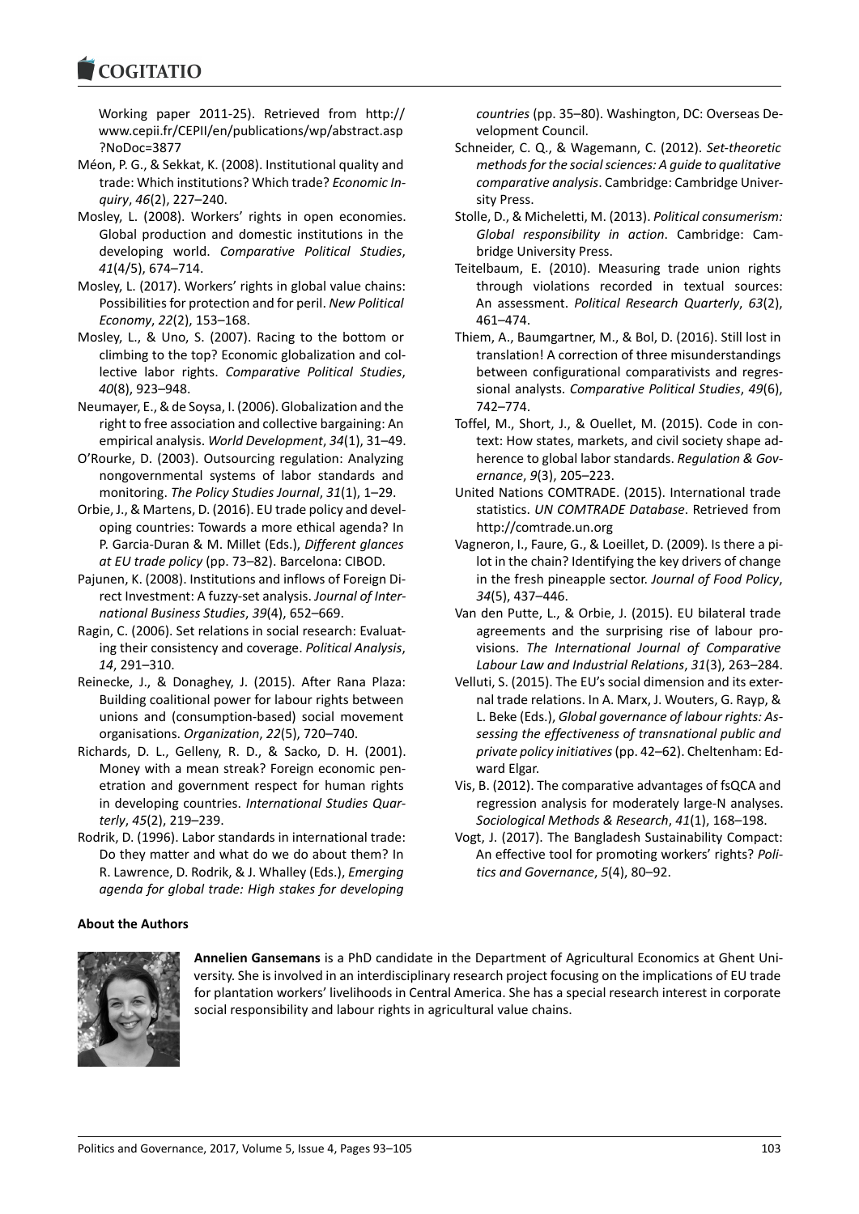Working paper 2011-25). Retrieved from http://www.cepii.fr/CEPII/en/publications/wp/abstract.asp?NoDoc=3877

Méon, P. G., & Sekkat, K. (2008). Institutional quality and trade: Which institutions? Which trade? *Economic Inquiry*, *46*(2), 227–240.

Mosley, L. (2008). Workers' rights in open economies. Global production and domestic institutions in the developing world. *Comparative Political Studies*, *41*(4/5), 674–714.

Mosley, L. (2017). Workers' rights in global value chains: Possibilities for protection and for peril. *New Political Economy*, *22*(2), 153–168.

Mosley, L., & Uno, S. (2007). Racing to the bottom or climbing to the top? Economic globalization and collective labor rights. *Comparative Political Studies*, *40*(8), 923–948.

Neumayer, E., & de Soysa, I. (2006). Globalization and the right to free association and collective bargaining: An empirical analysis. *World Development*, *34*(1), 31–49.

O'Rourke, D. (2003). Outsourcing regulation: Analyzing nongovernmental systems of labor standards and monitoring. *The Policy Studies Journal*, *31*(1), 1–29.

Orbie, J., & Martens, D. (2016). EU trade policy and developing countries: Towards a more ethical agenda? In P. Garcia-Duran & M. Millet (Eds.), *Different glances at EU trade policy* (pp. 73–82). Barcelona: CIBOD.

Pajunen, K. (2008). Institutions and inflows of Foreign Direct Investment: A fuzzy-set analysis. *Journal of International Business Studies*, *39*(4), 652–669.

Ragin, C. (2006). Set relations in social research: Evaluating their consistency and coverage. *Political Analysis*, *14*, 291–310.

Reinecke, J., & Donaghey, J. (2015). After Rana Plaza: Building coalitional power for labour rights between unions and (consumption-based) social movement organisations. *Organization*, *22*(5), 720–740.

Richards, D. L., Gelleny, R. D., & Sacko, D. H. (2001). Money with a mean streak? Foreign economic penetration and government respect for human rights in developing countries. *International Studies Quarterly*, *45*(2), 219–239.

Rodrik, D. (1996). Labor standards in international trade: Do they matter and what do we do about them? In R. Lawrence, D. Rodrik, & J. Whalley (Eds.), *Emerging agenda for global trade: High stakes for developing countries* (pp. 35–80). Washington, DC: Overseas Development Council.

Schneider, C. Q., & Wagemann, C. (2012). *Set-theoretic methods for the social sciences: A guide to qualitative comparative analysis*. Cambridge: Cambridge University Press.

Stolle, D., & Micheletti, M. (2013). *Political consumerism: Global responsibility in action*. Cambridge: Cambridge University Press.

Teitelbaum, E. (2010). Measuring trade union rights through violations recorded in textual sources: An assessment. *Political Research Quarterly*, *63*(2), 461–474.

Thiem, A., Baumgartner, M., & Bol, D. (2016). Still lost in translation! A correction of three misunderstandings between configurational comparativists and regressional analysts. *Comparative Political Studies*, *49*(6), 742–774.

Toffel, M., Short, J., & Ouellet, M. (2015). Code in context: How states, markets, and civil society shape adherence to global labor standards. *Regulation & Governance*, *9*(3), 205–223.

United Nations COMTRADE. (2015). International trade statistics. *UN COMTRADE Database*. Retrieved from http://comtrade.un.org

Vagneron, I., Faure, G., & Loeillet, D. (2009). Is there a pilot in the chain? Identifying the key drivers of change in the fresh pineapple sector. *Journal of Food Policy*, *34*(5), 437–446.

Van den Putte, L., & Orbie, J. (2015). EU bilateral trade agreements and the surprising rise of labour provisions. *The International Journal of Comparative Labour Law and Industrial Relations*, *31*(3), 263–284.

Velluti, S. (2015). The EU's social dimension and its external trade relations. In A. Marx, J. Wouters, G. Rayp, & L. Beke (Eds.), *Global governance of labour rights: Assessing the effectiveness of transnational public and private policy initiatives* (pp. 42–62). Cheltenham: Edward Elgar.

Vis, B. (2012). The comparative advantages of fsQCA and regression analysis for moderately large-N analyses. *Sociological Methods & Research*, *41*(1), 168–198.

Vogt, J. (2017). The Bangladesh Sustainability Compact: An effective tool for promoting workers' rights? *Politics and Governance*, *5*(4), 80–92.

**About the Authors**

**Annelien Gansemans** is a PhD candidate in the Department of Agricultural Economics at Ghent University. She is involved in an interdisciplinary research project focusing on the implications of EU trade for plantation workers' livelihoods in Central America. She has a special research interest in corporate social responsibility and labour rights in agricultural value chains.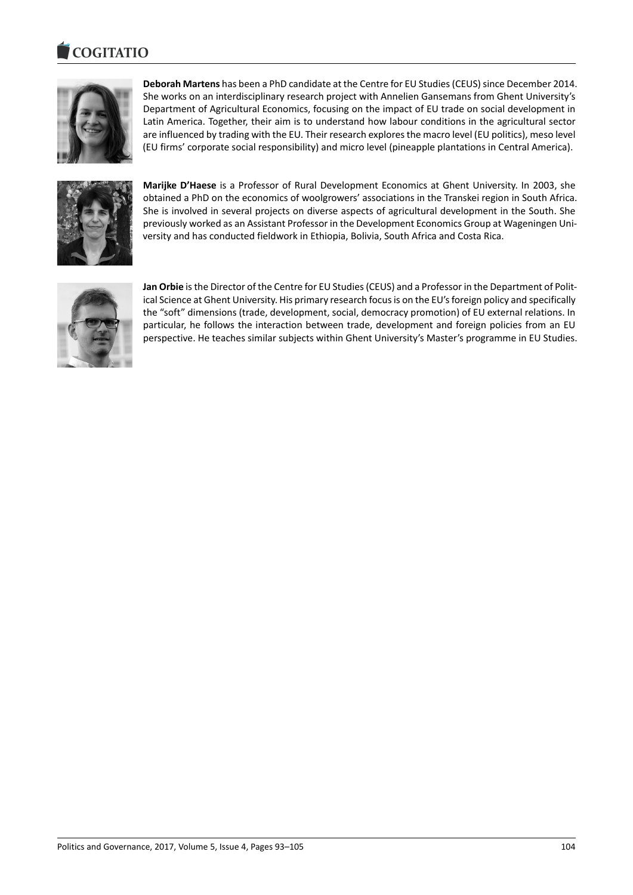**Deborah Martens** has been a PhD candidate at the Centre for EU Studies (CEUS) since December 2014. She works on an interdisciplinary research project with Annelien Gansemans from Ghent University's Department of Agricultural Economics, focusing on the impact of EU trade on social development in Latin America. Together, their aim is to understand how labour conditions in the agricultural sector are influenced by trading with the EU. Their research explores the macro level (EU politics), meso level (EU firms' corporate social responsibility) and micro level (pineapple plantations in Central America).

**Marijke D'Haese** is a Professor of Rural Development Economics at Ghent University. In 2003, she obtained a PhD on the economics of woolgrowers' associations in the Transkei region in South Africa. She is involved in several projects on diverse aspects of agricultural development in the South. She previously worked as an Assistant Professor in the Development Economics Group at Wageningen University and has conducted fieldwork in Ethiopia, Bolivia, South Africa and Costa Rica.

**Jan Orbie** is the Director of the Centre for EU Studies (CEUS) and a Professor in the Department of Political Science at Ghent University. His primary research focus is on the EU's foreign policy and specifically the "soft" dimensions (trade, development, social, democracy promotion) of EU external relations. In particular, he follows the interaction between trade, development and foreign policies from an EU perspective. He teaches similar subjects within Ghent University's Master's programme in EU Studies.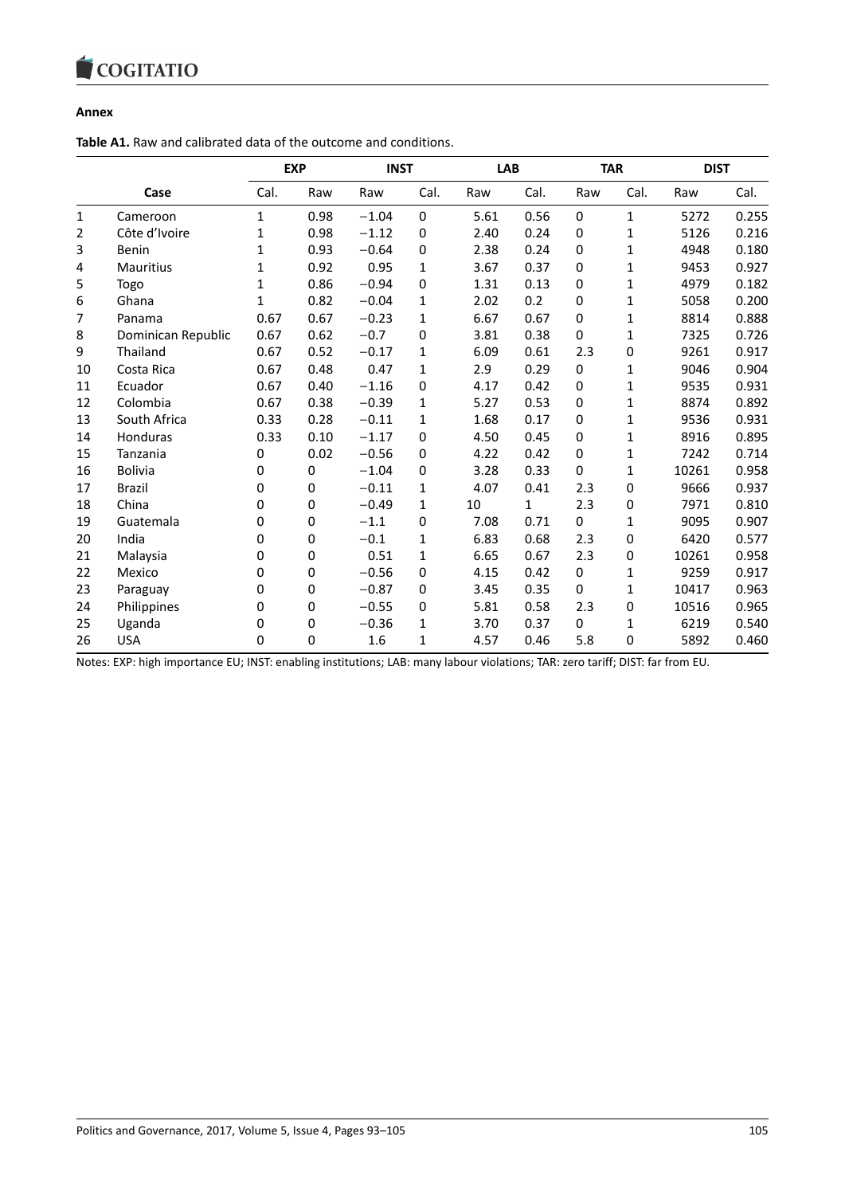**Annex**

**Table A1.** Raw and calibrated data of the outcome and conditions.

| | | EXP | | INST | | LAB | | TAR | | DIST | |
|---|---|---|---|---|---|---|---|---|---|---|---|
| | Case | Cal. | Raw | Raw | Cal. | Raw | Cal. | Raw | Cal. | Raw | Cal. |
| 1 | Cameroon | 1 | 0.98 | −1.04 | 0 | 5.61 | 0.56 | 0 | 1 | 5272 | 0.255 |
| 2 | Côte d'Ivoire | 1 | 0.98 | −1.12 | 0 | 2.40 | 0.24 | 0 | 1 | 5126 | 0.216 |
| 3 | Benin | 1 | 0.93 | −0.64 | 0 | 2.38 | 0.24 | 0 | 1 | 4948 | 0.180 |
| 4 | Mauritius | 1 | 0.92 | 0.95 | 1 | 3.67 | 0.37 | 0 | 1 | 9453 | 0.927 |
| 5 | Togo | 1 | 0.86 | −0.94 | 0 | 1.31 | 0.13 | 0 | 1 | 4979 | 0.182 |
| 6 | Ghana | 1 | 0.82 | −0.04 | 1 | 2.02 | 0.2 | 0 | 1 | 5058 | 0.200 |
| 7 | Panama | 0.67 | 0.67 | −0.23 | 1 | 6.67 | 0.67 | 0 | 1 | 8814 | 0.888 |
| 8 | Dominican Republic | 0.67 | 0.62 | −0.7 | 0 | 3.81 | 0.38 | 0 | 1 | 7325 | 0.726 |
| 9 | Thailand | 0.67 | 0.52 | −0.17 | 1 | 6.09 | 0.61 | 2.3 | 0 | 9261 | 0.917 |
| 10 | Costa Rica | 0.67 | 0.48 | 0.47 | 1 | 2.9 | 0.29 | 0 | 1 | 9046 | 0.904 |
| 11 | Ecuador | 0.67 | 0.40 | −1.16 | 0 | 4.17 | 0.42 | 0 | 1 | 9535 | 0.931 |
| 12 | Colombia | 0.67 | 0.38 | −0.39 | 1 | 5.27 | 0.53 | 0 | 1 | 8874 | 0.892 |
| 13 | South Africa | 0.33 | 0.28 | −0.11 | 1 | 1.68 | 0.17 | 0 | 1 | 9536 | 0.931 |
| 14 | Honduras | 0.33 | 0.10 | −1.17 | 0 | 4.50 | 0.45 | 0 | 1 | 8916 | 0.895 |
| 15 | Tanzania | 0 | 0.02 | −0.56 | 0 | 4.22 | 0.42 | 0 | 1 | 7242 | 0.714 |
| 16 | Bolivia | 0 | 0 | −1.04 | 0 | 3.28 | 0.33 | 0 | 1 | 10261 | 0.958 |
| 17 | Brazil | 0 | 0 | −0.11 | 1 | 4.07 | 0.41 | 2.3 | 0 | 9666 | 0.937 |
| 18 | China | 0 | 0 | −0.49 | 1 | 10 | 1 | 2.3 | 0 | 7971 | 0.810 |
| 19 | Guatemala | 0 | 0 | −1.1 | 0 | 7.08 | 0.71 | 0 | 1 | 9095 | 0.907 |
| 20 | India | 0 | 0 | −0.1 | 1 | 6.83 | 0.68 | 2.3 | 0 | 6420 | 0.577 |
| 21 | Malaysia | 0 | 0 | 0.51 | 1 | 6.65 | 0.67 | 2.3 | 0 | 10261 | 0.958 |
| 22 | Mexico | 0 | 0 | −0.56 | 0 | 4.15 | 0.42 | 0 | 1 | 9259 | 0.917 |
| 23 | Paraguay | 0 | 0 | −0.87 | 0 | 3.45 | 0.35 | 0 | 1 | 10417 | 0.963 |
| 24 | Philippines | 0 | 0 | −0.55 | 0 | 5.81 | 0.58 | 2.3 | 0 | 10516 | 0.965 |
| 25 | Uganda | 0 | 0 | −0.36 | 1 | 3.70 | 0.37 | 0 | 1 | 6219 | 0.540 |
| 26 | USA | 0 | 0 | 1.6 | 1 | 4.57 | 0.46 | 5.8 | 0 | 5892 | 0.460 |

Notes: EXP: high importance EU; INST: enabling institutions; LAB: many labour violations; TAR: zero tariff; DIST: far from EU.